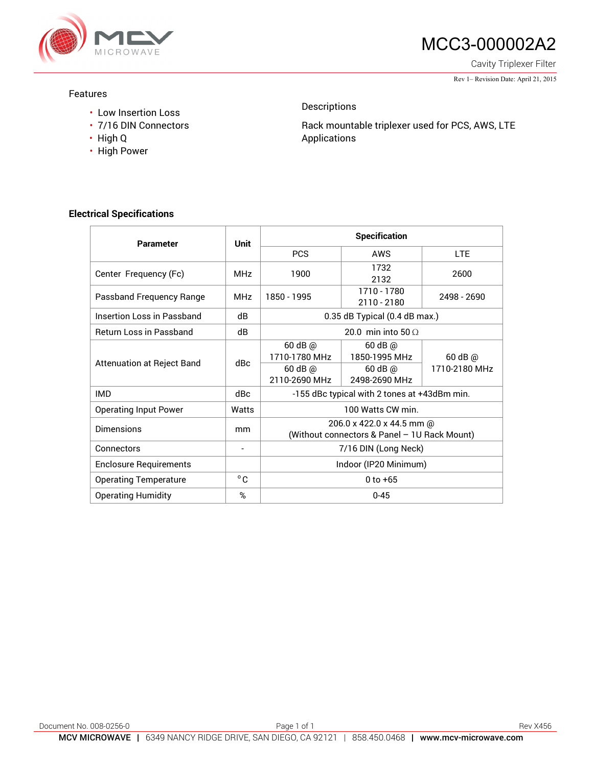# MCC3-000002A2

Cavity Triplexer Filter

Rev 1– Revision Date: April 21, 2015

## Features

- Low Insertion Loss
- 7/16 DIN Connectors
- High Q
- High Power

## Descriptions

Rack mountable triplexer used for PCS, AWS, LTE Applications

## Electrical Specifications

| Parameter | Unit | Specification | | |
|---|---|---|---|---|
| | | PCS | AWS | LTE |
| Center Frequency (Fc) | MHz | 1900 | 1732<br>2132 | 2600 |
| Passband Frequency Range | MHz | 1850 - 1995 | 1710 - 1780<br>2110 - 2180 | 2498 - 2690 |
| Insertion Loss in Passband | dB | 0.35 dB Typical (0.4 dB max.) | | |
| Return Loss in Passband | dB | 20.0 min into 50 Ω | | |
| Attenuation at Reject Band | dBc | 60 dB @ 1710-1780 MHz<br>60 dB @ 2110-2690 MHz | 60 dB @ 1850-1995 MHz<br>60 dB @ 2498-2690 MHz | 60 dB @ 1710-2180 MHz |
| IMD | dBc | -155 dBc typical with 2 tones at +43dBm min. | | |
| Operating Input Power | Watts | 100 Watts CW min. | | |
| Dimensions | mm | 206.0 x 422.0 x 44.5 mm @<br>(Without connectors & Panel – 1U Rack Mount) | | |
| Connectors | - | 7/16 DIN (Long Neck) | | |
| Enclosure Requirements | | Indoor (IP20 Minimum) | | |
| Operating Temperature | °C | 0 to +65 | | |
| Operating Humidity | % | 0-45 | | |

Document No. 008-0256-0 Rev X456

MCV MICROWAVE | 6349 NANCY RIDGE DRIVE, SAN DIEGO, CA 92121 | 858.450.0468 | www.mcv-microwave.com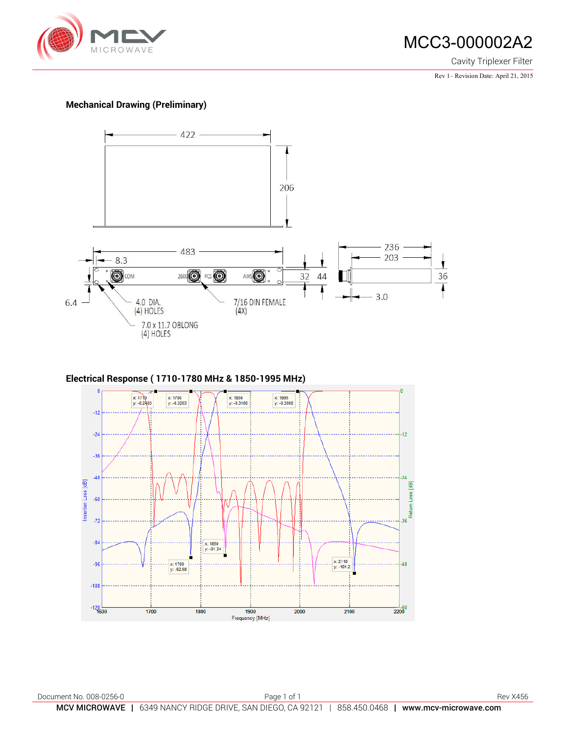# MCC3-000002A2

Cavity Triplexer Filter

Rev 1– Revision Date: April 21, 2015

## Mechanical Drawing (Preliminary)

422

206

483

8.3

32

44

236

203

36

3.0

6.4

COM

2600

PCS

AWS

4.0 DIA.
(4) HOLES

7.0 x 11.7 OBLONG
(4) HOLES

7/16 DIN FEMALE
(4X)

## Electrical Response ( 1710-1780 MHz & 1850-1995 MHz)

x: 1710
y: -0.2483

x: 1780
y: -0.3263

x: 1850
y: -0.3186

x: 1995
y: -0.3068

x: 1850
x: -91.34

x: 1780
y: -92.58

x: 2110
y: -101.2

Insertion Loss [dB]

Return Loss [dB]

Frequency [MHz]

Document No. 008-0256-0

Rev X456

**MCV MICROWAVE** | 6349 NANCY RIDGE DRIVE, SAN DIEGO, CA 92121 | 858.450.0468 | **www.mcv-microwave.com**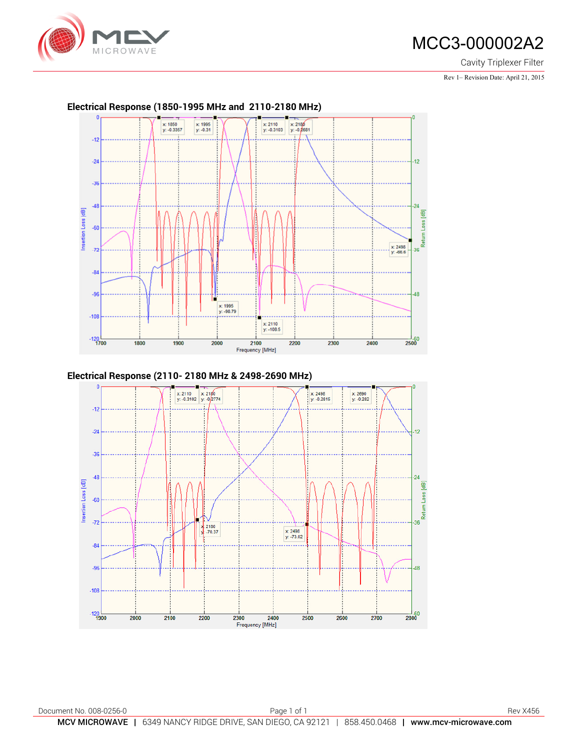# MCC3-000002A2

Cavity Triplexer Filter

Rev 1– Revision Date: April 21, 2015

## Electrical Response (1850-1995 MHz and 2110-2180 MHz)

x: 1850
y: -0.3357

x: 1995
y: -0.31

x: 2110
y: -0.3103

x: 2180
y: -0.2881

x: 2498
y: -66.6

x: 1995
y: -98.79

x: 2110
y: -108.5

Insertion Loss [dB]

Return Loss [dB]

Frequency [MHz]

0, -12, -24, -36, -48, -60, -72, -84, -96, -108, -120

0, -12, -24, -36, -48, -60

1700, 1800, 1900, 2000, 2100, 2200, 2300, 2400, 2500

## Electrical Response (2110- 2180 MHz & 2498-2690 MHz)

x: 2110
y: -0.3102

x: 2180
y: -0.2774

x: 2496
y: -0.2815

x: 2690
y: -0.282

x: 2180
y: -76.37

x: 2498
y: -73.02

Insertion Loss [dB]

Return Loss [dB]

Frequency [MHz]

0, -12, -24, -36, -48, -60, -72, -84, -96, -108, -120

0, -12, -24, -36, -48, -60

1900, 2000, 2100, 2200, 2300, 2400, 2500, 2600, 2700, 2800

Document No. 008-0256-0 Rev X456

**MCV MICROWAVE** | 6349 NANCY RIDGE DRIVE, SAN DIEGO, CA 92121 | 858.450.0468 | **www.mcv-microwave.com**